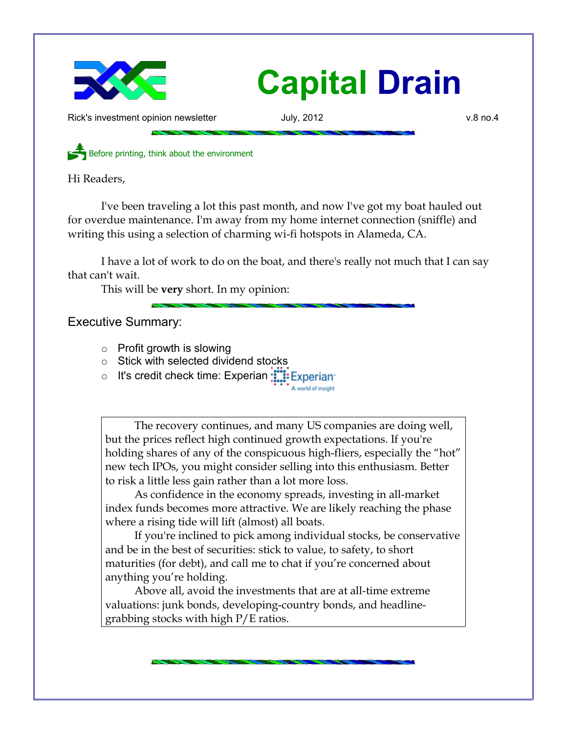# Capital Drain

Rick's investment opinion newsletter July, 2012 v.8 no.4

Before printing, think about the environment

Hi Readers,

I've been traveling a lot this past month, and now I've got my boat hauled out for overdue maintenance. I'm away from my home internet connection (sniffle) and writing this using a selection of charming wi-fi hotspots in Alameda, CA.

I have a lot of work to do on the boat, and there's really not much that I can say that can't wait.

This will be **very** short. In my opinion:

## Executive Summary:

- Profit growth is slowing
- Stick with selected dividend stocks
- It's credit check time: Experian

The recovery continues, and many US companies are doing well, but the prices reflect high continued growth expectations. If you're holding shares of any of the conspicuous high-fliers, especially the "hot" new tech IPOs, you might consider selling into this enthusiasm. Better to risk a little less gain rather than a lot more loss.

As confidence in the economy spreads, investing in all-market index funds becomes more attractive. We are likely reaching the phase where a rising tide will lift (almost) all boats.

If you're inclined to pick among individual stocks, be conservative and be in the best of securities: stick to value, to safety, to short maturities (for debt), and call me to chat if you're concerned about anything you're holding.

Above all, avoid the investments that are at all-time extreme valuations: junk bonds, developing-country bonds, and headline-grabbing stocks with high P/E ratios.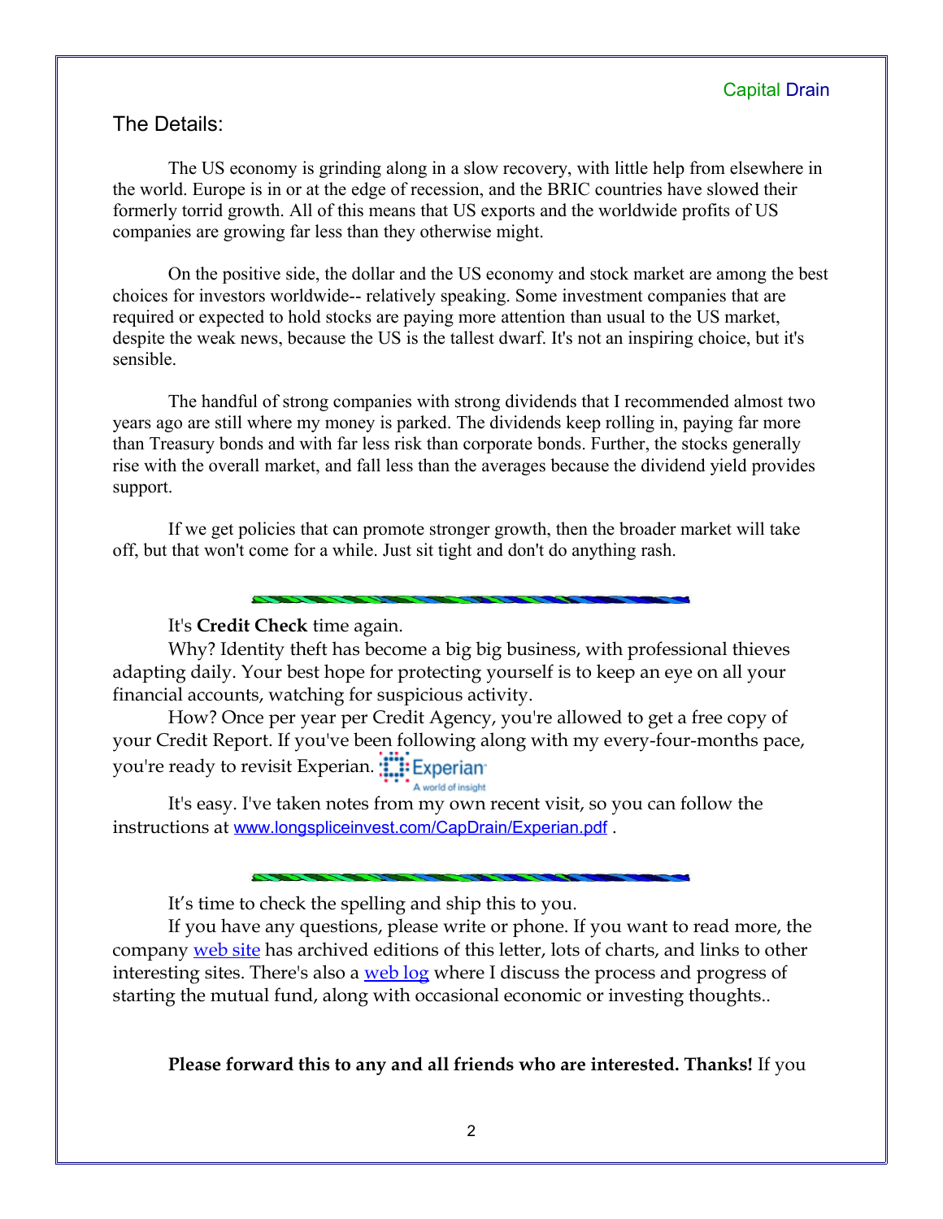## The Details:

The US economy is grinding along in a slow recovery, with little help from elsewhere in the world. Europe is in or at the edge of recession, and the BRIC countries have slowed their formerly torrid growth. All of this means that US exports and the worldwide profits of US companies are growing far less than they otherwise might.

On the positive side, the dollar and the US economy and stock market are among the best choices for investors worldwide-- relatively speaking. Some investment companies that are required or expected to hold stocks are paying more attention than usual to the US market, despite the weak news, because the US is the tallest dwarf. It's not an inspiring choice, but it's sensible.

The handful of strong companies with strong dividends that I recommended almost two years ago are still where my money is parked. The dividends keep rolling in, paying far more than Treasury bonds and with far less risk than corporate bonds. Further, the stocks generally rise with the overall market, and fall less than the averages because the dividend yield provides support.

If we get policies that can promote stronger growth, then the broader market will take off, but that won't come for a while. Just sit tight and don't do anything rash.

---

It's **Credit Check** time again.

Why? Identity theft has become a big big business, with professional thieves adapting daily. Your best hope for protecting yourself is to keep an eye on all your financial accounts, watching for suspicious activity.

How? Once per year per Credit Agency, you're allowed to get a free copy of your Credit Report. If you've been following along with my every-four-months pace, you're ready to revisit Experian. Experian A world of insight

It's easy. I've taken notes from my own recent visit, so you can follow the instructions at www.longspliceinvest.com/CapDrain/Experian.pdf .

---

It's time to check the spelling and ship this to you.

If you have any questions, please write or phone. If you want to read more, the company web site has archived editions of this letter, lots of charts, and links to other interesting sites. There's also a web log where I discuss the process and progress of starting the mutual fund, along with occasional economic or investing thoughts..

**Please forward this to any and all friends who are interested. Thanks!** If you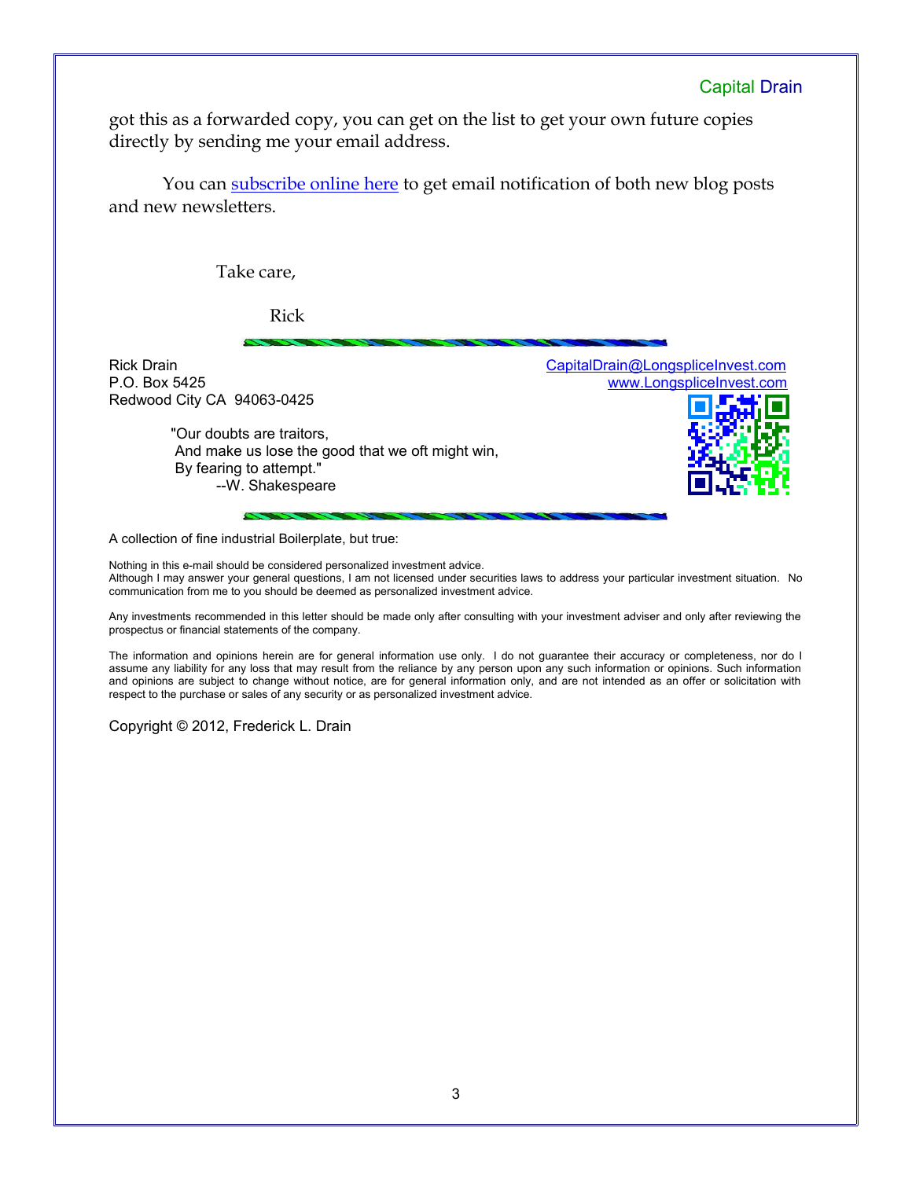got this as a forwarded copy, you can get on the list to get your own future copies directly by sending me your email address.

You can subscribe online here to get email notification of both new blog posts and new newsletters.

Take care,

Rick

---

Rick Drain
P.O. Box 5425
Redwood City CA 94063-0425

CapitalDrain@LongspliceInvest.com
www.LongspliceInvest.com

"Our doubts are traitors,
And make us lose the good that we oft might win,
By fearing to attempt."
--W. Shakespeare

---

A collection of fine industrial Boilerplate, but true:

Nothing in this e-mail should be considered personalized investment advice.
Although I may answer your general questions, I am not licensed under securities laws to address your particular investment situation. No communication from me to you should be deemed as personalized investment advice.

Any investments recommended in this letter should be made only after consulting with your investment adviser and only after reviewing the prospectus or financial statements of the company.

The information and opinions herein are for general information use only. I do not guarantee their accuracy or completeness, nor do I assume any liability for any loss that may result from the reliance by any person upon any such information or opinions. Such information and opinions are subject to change without notice, are for general information only, and are not intended as an offer or solicitation with respect to the purchase or sales of any security or as personalized investment advice.

Copyright © 2012, Frederick L. Drain